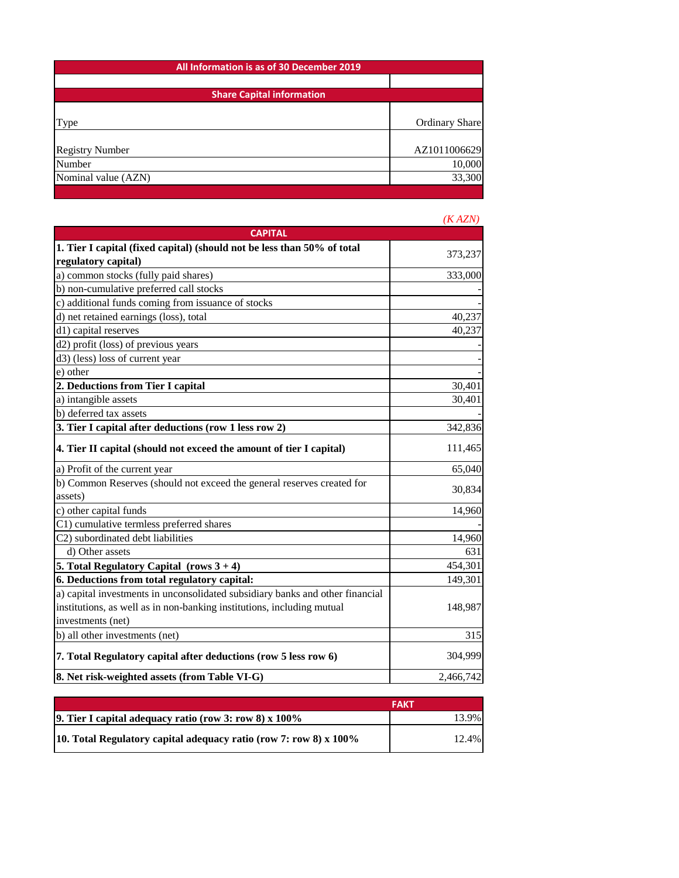| All Information is as of 30 December 2019 | |
|---|---|
| | |
| **Share Capital information** | |
| Type | Ordinary Share |
| Registry Number | AZ1011006629 |
| Number | 10,000 |
| Nominal value (AZN) | 33,300 |

*(K AZN)*

| CAPITAL | |
|---|---|
| **1. Tier I capital (fixed capital) (should not be less than 50% of total regulatory capital)** | 373,237 |
| a) common stocks (fully paid shares) | 333,000 |
| b) non-cumulative preferred call stocks | - |
| c) additional funds coming from issuance of stocks | - |
| d) net retained earnings (loss), total | 40,237 |
| d1) capital reserves | 40,237 |
| d2) profit (loss) of previous years | - |
| d3) (less) loss of current year | - |
| e) other | - |
| **2. Deductions from Tier I capital** | 30,401 |
| a) intangible assets | 30,401 |
| b) deferred tax assets | - |
| **3. Tier I capital after deductions (row 1 less row 2)** | 342,836 |
| **4. Tier II capital (should not exceed the amount of tier I capital)** | 111,465 |
| a) Profit of the current year | 65,040 |
| b) Common Reserves (should not exceed the general reserves created for assets) | 30,834 |
| c) other capital funds | 14,960 |
| C1) cumulative termless preferred shares | - |
| C2) subordinated debt liabilities | 14,960 |
| d) Other assets | 631 |
| **5. Total Regulatory Capital (rows 3 + 4)** | 454,301 |
| **6. Deductions from total regulatory capital:** | 149,301 |
| a) capital investments in unconsolidated subsidiary banks and other financial institutions, as well as in non-banking institutions, including mutual investments (net) | 148,987 |
| b) all other investments (net) | 315 |
| **7. Total Regulatory capital after deductions (row 5 less row 6)** | 304,999 |
| **8. Net risk-weighted assets (from Table VI-G)** | 2,466,742 |

| | FAKT |
|---|---|
| **9. Tier I capital adequacy ratio (row 3: row 8) x 100%** | 13.9% |
| **10. Total Regulatory capital adequacy ratio (row 7: row 8) x 100%** | 12.4% |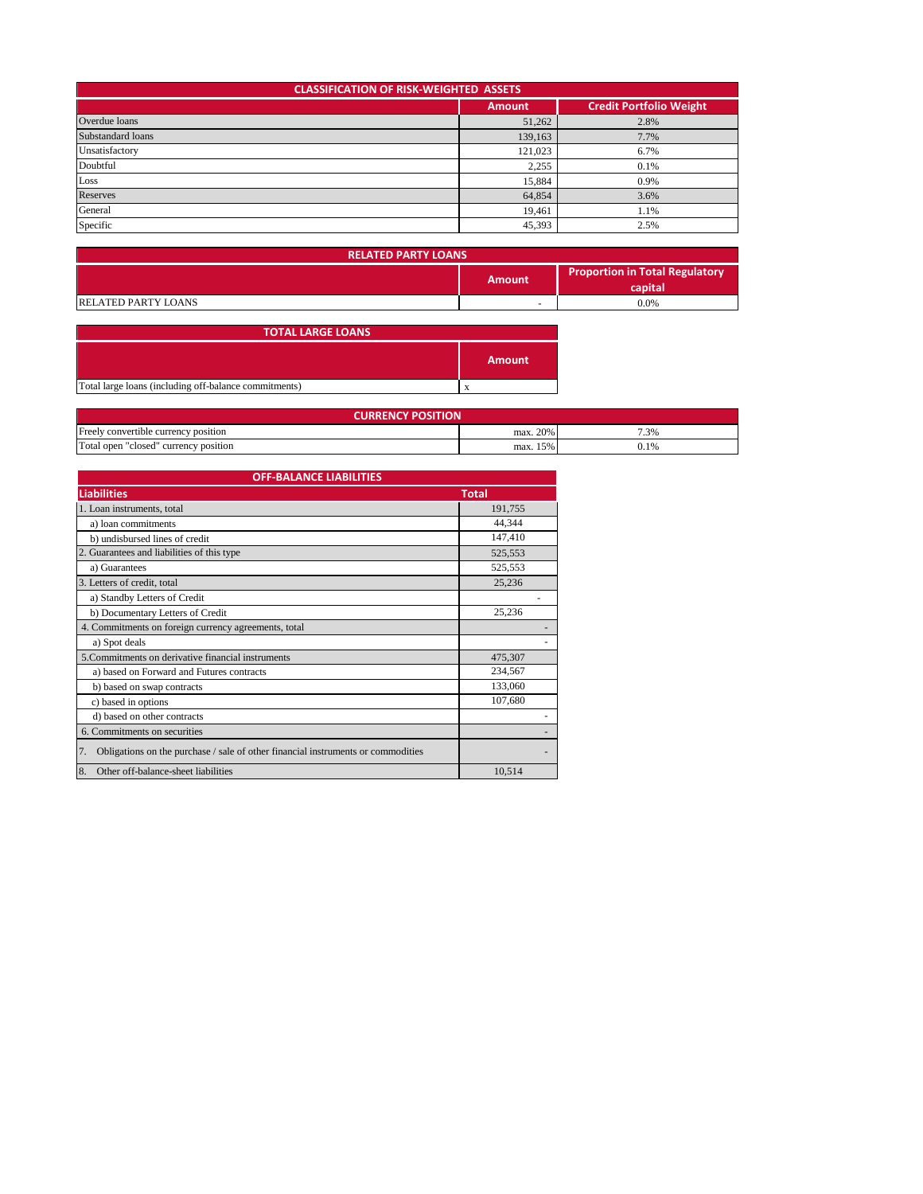## CLASSIFICATION OF RISK-WEIGHTED ASSETS

| | Amount | Credit Portfolio Weight |
|---|---|---|
| Overdue loans | 51,262 | 2.8% |
| Substandard loans | 139,163 | 7.7% |
| Unsatisfactory | 121,023 | 6.7% |
| Doubtful | 2,255 | 0.1% |
| Loss | 15,884 | 0.9% |
| Reserves | 64,854 | 3.6% |
| General | 19,461 | 1.1% |
| Specific | 45,393 | 2.5% |

## RELATED PARTY LOANS

| | Amount | Proportion in Total Regulatory capital |
|---|---|---|
| RELATED PARTY LOANS | - | 0.0% |

## TOTAL LARGE LOANS

| | Amount |
|---|---|
| Total large loans (including off-balance commitments) | x |

## CURRENCY POSITION

| | | |
|---|---|---|
| Freely convertible currency position | max. 20% | 7.3% |
| Total open "closed" currency position | max. 15% | 0.1% |

## OFF-BALANCE LIABILITIES

| Liabilities | Total |
|---|---|
| 1. Loan instruments, total | 191,755 |
| a) loan commitments | 44,344 |
| b) undisbursed lines of credit | 147,410 |
| 2. Guarantees and liabilities of this type | 525,553 |
| a) Guarantees | 525,553 |
| 3. Letters of credit, total | 25,236 |
| a) Standby Letters of Credit | - |
| b) Documentary Letters of Credit | 25,236 |
| 4. Commitments on foreign currency agreements, total | - |
| a) Spot deals | - |
| 5.Commitments on derivative financial instruments | 475,307 |
| a) based on Forward and Futures contracts | 234,567 |
| b) based on swap contracts | 133,060 |
| c) based in options | 107,680 |
| d) based on other contracts | - |
| 6. Commitments on securities | - |
| 7. Obligations on the purchase / sale of other financial instruments or commodities | - |
| 8. Other off-balance-sheet liabilities | 10,514 |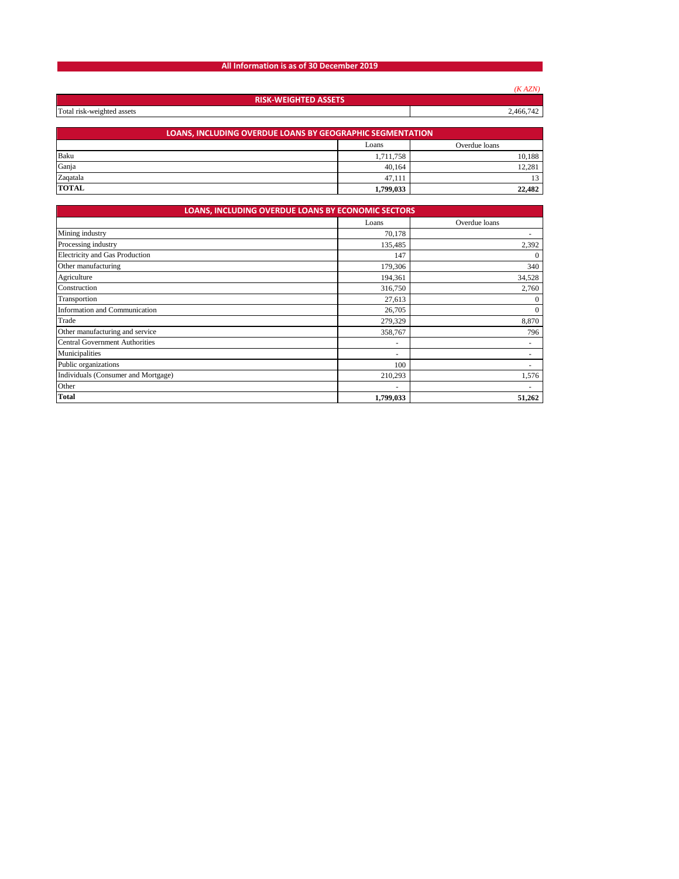## All Information is as of 30 December 2019

*(K AZN)*

| RISK-WEIGHTED ASSETS | |
|---|---|
| Total risk-weighted assets | 2,466,742 |

| LOANS, INCLUDING OVERDUE LOANS BY GEOGRAPHIC SEGMENTATION | | |
|---|---|---|
| | Loans | Overdue loans |
| Baku | 1,711,758 | 10,188 |
| Ganja | 40,164 | 12,281 |
| Zaqatala | 47,111 | 13 |
| **TOTAL** | **1,799,033** | **22,482** |

| LOANS, INCLUDING OVERDUE LOANS BY ECONOMIC SECTORS | | |
|---|---|---|
| | Loans | Overdue loans |
| Mining industry | 70,178 | - |
| Processing industry | 135,485 | 2,392 |
| Electricity and Gas Production | 147 | 0 |
| Other manufacturing | 179,306 | 340 |
| Agriculture | 194,361 | 34,528 |
| Construction | 316,750 | 2,760 |
| Transportion | 27,613 | 0 |
| Information and Communication | 26,705 | 0 |
| Trade | 279,329 | 8,870 |
| Other manufacturing and service | 358,767 | 796 |
| Central Government Authorities | - | - |
| Municipalities | - | - |
| Public organizations | 100 | - |
| Individuals (Consumer and Mortgage) | 210,293 | 1,576 |
| Other | - | - |
| **Total** | **1,799,033** | **51,262** |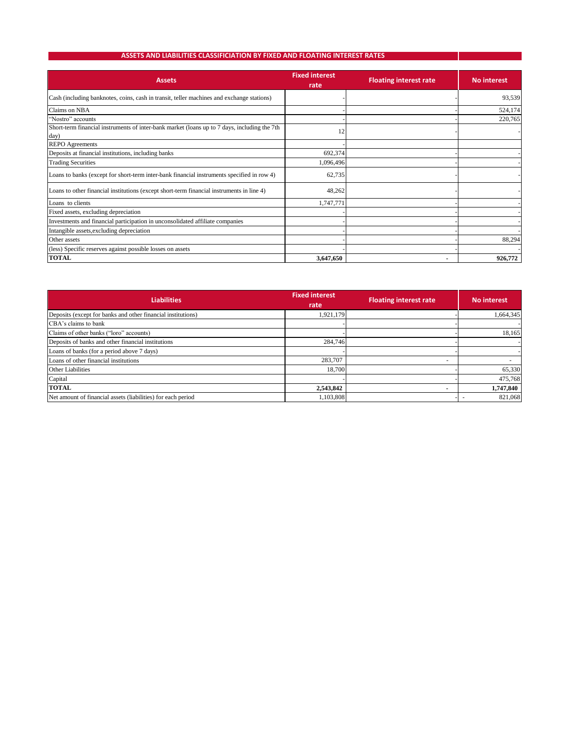## ASSETS AND LIABILITIES CLASSIFICIATION BY FIXED AND FLOATING INTEREST RATES

| Assets | Fixed interest rate | Floating interest rate | No interest |
|---|---|---|---|
| Cash (including banknotes, coins, cash in transit, teller machines and exchange stations) | - | - | 93,539 |
| Claims on NBA | - | - | 524,174 |
| "Nostro" accounts | - | - | 220,765 |
| Short-term financial instruments of inter-bank market (loans up to 7 days, including the 7th day) | 12 | - | - |
| REPO Agreements | - | | |
| Deposits at financial institutions, including banks | 692,374 | - | - |
| Trading Securities | 1,096,496 | - | - |
| Loans to banks (except for short-term inter-bank financial instruments specified in row 4) | 62,735 | - | - |
| Loans to other financial institutions (except short-term financial instruments in line 4) | 48,262 | - | - |
| Loans to clients | 1,747,771 | - | - |
| Fixed assets, excluding depreciation | - | - | - |
| Investments and financial participation in unconsolidated affiliate companies | - | - | - |
| Intangible assets,excluding depreciation | - | - | - |
| Other assets | - | - | 88,294 |
| (less) Specific reserves against possible losses on assets | - | - | - |
| **TOTAL** | **3,647,650** | **-** | **926,772** |

| Liabilities | Fixed interest rate | Floating interest rate | No interest |
|---|---|---|---|
| Deposits (except for banks and other financial institutions) | 1,921,179 | - | 1,664,345 |
| CBA's claims to bank | - | - | - |
| Claims of other banks ("loro" accounts) | - | - | 18,165 |
| Deposits of banks and other financial institutions | 284,746 | - | - |
| Loans of banks (for a period above 7 days) | - | - | - |
| Loans of other financial institutions | 283,707 | - | - |
| Other Liabilities | 18,700 | - | 65,330 |
| Capital | - | - | 475,768 |
| **TOTAL** | **2,543,842** | **-** | **1,747,840** |
| Net amount of financial assets (liabilities) for each period | 1,103,808 | - | - 821,068 |